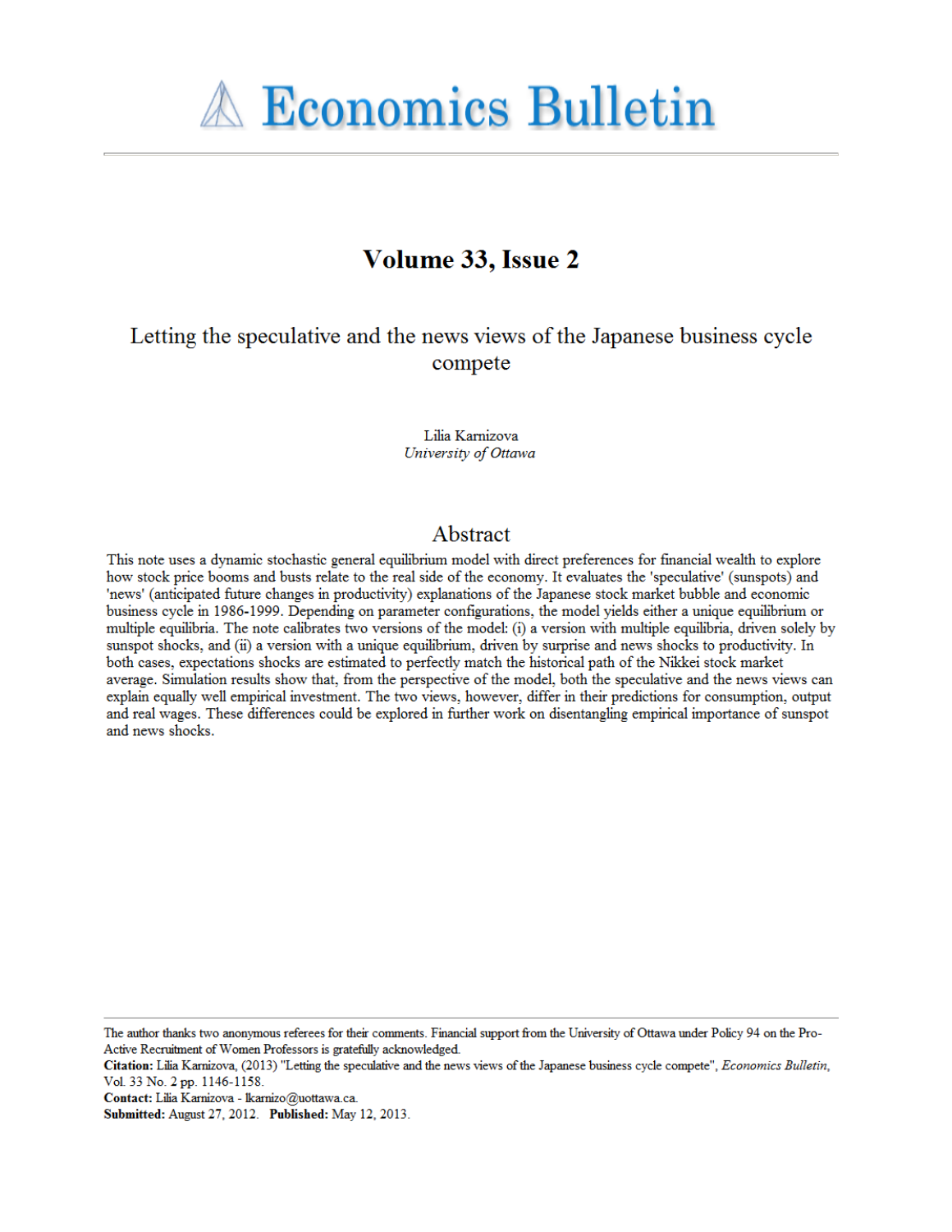# Economics Bulletin

## Volume 33, Issue 2

### Letting the speculative and the news views of the Japanese business cycle compete

Lilia Karnizova
*University of Ottawa*

## Abstract

This note uses a dynamic stochastic general equilibrium model with direct preferences for financial wealth to explore how stock price booms and busts relate to the real side of the economy. It evaluates the 'speculative' (sunspots) and 'news' (anticipated future changes in productivity) explanations of the Japanese stock market bubble and economic business cycle in 1986-1999. Depending on parameter configurations, the model yields either a unique equilibrium or multiple equilibria. The note calibrates two versions of the model: (i) a version with multiple equilibria, driven solely by sunspot shocks, and (ii) a version with a unique equilibrium, driven by surprise and news shocks to productivity. In both cases, expectations shocks are estimated to perfectly match the historical path of the Nikkei stock market average. Simulation results show that, from the perspective of the model, both the speculative and the news views can explain equally well empirical investment. The two views, however, differ in their predictions for consumption, output and real wages. These differences could be explored in further work on disentangling empirical importance of sunspot and news shocks.

---

The author thanks two anonymous referees for their comments. Financial support from the University of Ottawa under Policy 94 on the Pro-Active Recruitment of Women Professors is gratefully acknowledged.
**Citation:** Lilia Karnizova, (2013) "Letting the speculative and the news views of the Japanese business cycle compete", *Economics Bulletin*, Vol. 33 No. 2 pp. 1146-1158.
**Contact:** Lilia Karnizova - lkarnizo@uottawa.ca.
**Submitted:** August 27, 2012. **Published:** May 12, 2013.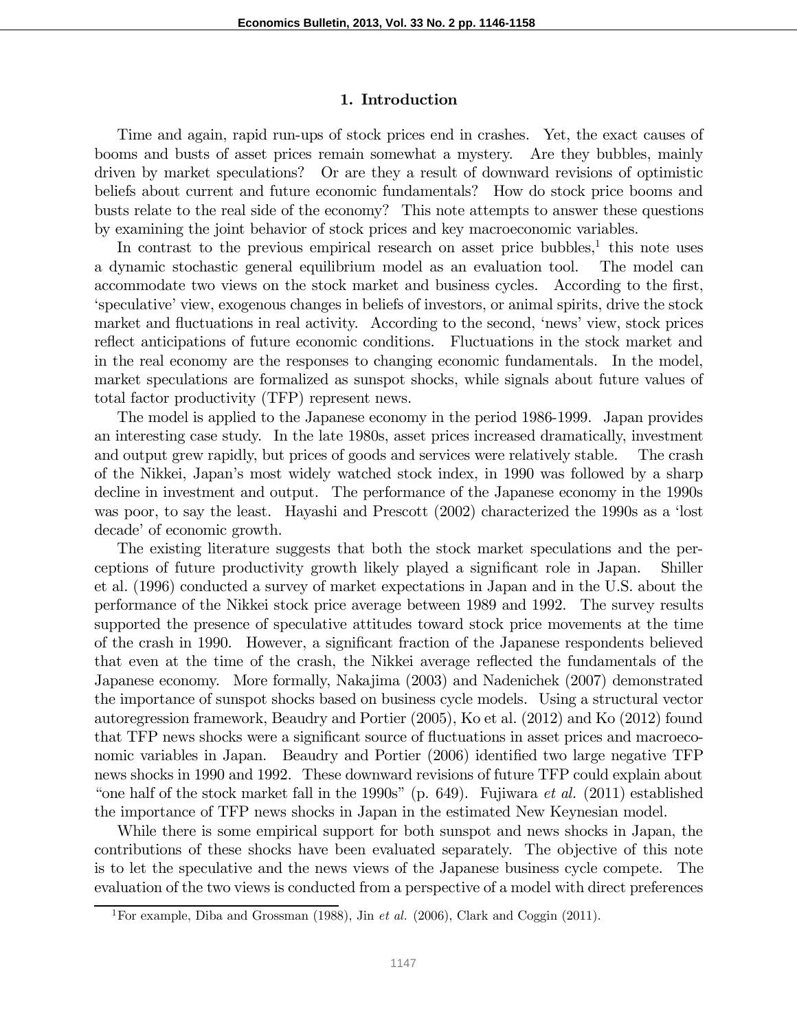## 1. Introduction

Time and again, rapid run-ups of stock prices end in crashes. Yet, the exact causes of booms and busts of asset prices remain somewhat a mystery. Are they bubbles, mainly driven by market speculations? Or are they a result of downward revisions of optimistic beliefs about current and future economic fundamentals? How do stock price booms and busts relate to the real side of the economy? This note attempts to answer these questions by examining the joint behavior of stock prices and key macroeconomic variables.

In contrast to the previous empirical research on asset price bubbles,[1] this note uses a dynamic stochastic general equilibrium model as an evaluation tool. The model can accommodate two views on the stock market and business cycles. According to the first, 'speculative' view, exogenous changes in beliefs of investors, or animal spirits, drive the stock market and fluctuations in real activity. According to the second, 'news' view, stock prices reflect anticipations of future economic conditions. Fluctuations in the stock market and in the real economy are the responses to changing economic fundamentals. In the model, market speculations are formalized as sunspot shocks, while signals about future values of total factor productivity (TFP) represent news.

The model is applied to the Japanese economy in the period 1986-1999. Japan provides an interesting case study. In the late 1980s, asset prices increased dramatically, investment and output grew rapidly, but prices of goods and services were relatively stable. The crash of the Nikkei, Japan's most widely watched stock index, in 1990 was followed by a sharp decline in investment and output. The performance of the Japanese economy in the 1990s was poor, to say the least. Hayashi and Prescott (2002) characterized the 1990s as a 'lost decade' of economic growth.

The existing literature suggests that both the stock market speculations and the perceptions of future productivity growth likely played a significant role in Japan. Shiller et al. (1996) conducted a survey of market expectations in Japan and in the U.S. about the performance of the Nikkei stock price average between 1989 and 1992. The survey results supported the presence of speculative attitudes toward stock price movements at the time of the crash in 1990. However, a significant fraction of the Japanese respondents believed that even at the time of the crash, the Nikkei average reflected the fundamentals of the Japanese economy. More formally, Nakajima (2003) and Nadenichek (2007) demonstrated the importance of sunspot shocks based on business cycle models. Using a structural vector autoregression framework, Beaudry and Portier (2005), Ko et al. (2012) and Ko (2012) found that TFP news shocks were a significant source of fluctuations in asset prices and macroeconomic variables in Japan. Beaudry and Portier (2006) identified two large negative TFP news shocks in 1990 and 1992. These downward revisions of future TFP could explain about "one half of the stock market fall in the 1990s" (p. 649). Fujiwara *et al.* (2011) established the importance of TFP news shocks in Japan in the estimated New Keynesian model.

While there is some empirical support for both sunspot and news shocks in Japan, the contributions of these shocks have been evaluated separately. The objective of this note is to let the speculative and the news views of the Japanese business cycle compete. The evaluation of the two views is conducted from a perspective of a model with direct preferences

[1] For example, Diba and Grossman (1988), Jin *et al.* (2006), Clark and Coggin (2011).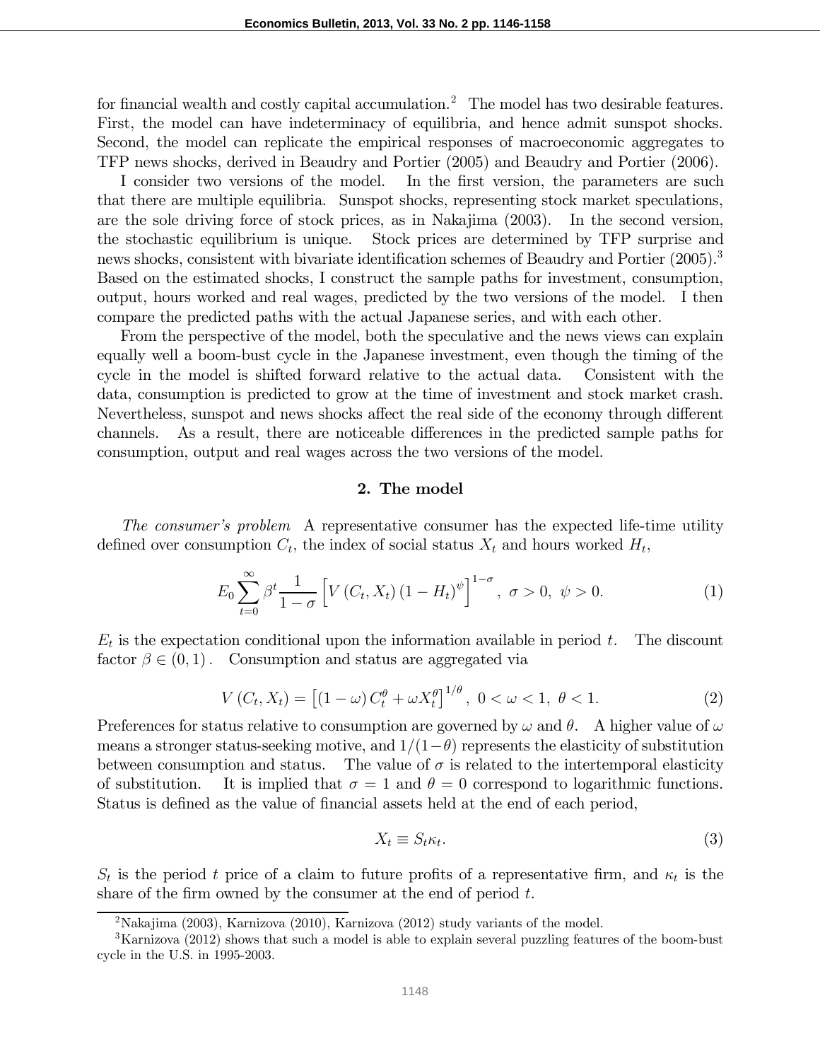for financial wealth and costly capital accumulation.[2] The model has two desirable features. First, the model can have indeterminacy of equilibria, and hence admit sunspot shocks. Second, the model can replicate the empirical responses of macroeconomic aggregates to TFP news shocks, derived in Beaudry and Portier (2005) and Beaudry and Portier (2006).

I consider two versions of the model. In the first version, the parameters are such that there are multiple equilibria. Sunspot shocks, representing stock market speculations, are the sole driving force of stock prices, as in Nakajima (2003). In the second version, the stochastic equilibrium is unique. Stock prices are determined by TFP surprise and news shocks, consistent with bivariate identification schemes of Beaudry and Portier (2005).[3] Based on the estimated shocks, I construct the sample paths for investment, consumption, output, hours worked and real wages, predicted by the two versions of the model. I then compare the predicted paths with the actual Japanese series, and with each other.

From the perspective of the model, both the speculative and the news views can explain equally well a boom-bust cycle in the Japanese investment, even though the timing of the cycle in the model is shifted forward relative to the actual data. Consistent with the data, consumption is predicted to grow at the time of investment and stock market crash. Nevertheless, sunspot and news shocks affect the real side of the economy through different channels. As a result, there are noticeable differences in the predicted sample paths for consumption, output and real wages across the two versions of the model.

## 2. The model

*The consumer's problem* A representative consumer has the expected life-time utility defined over consumption $C_t$, the index of social status $X_t$ and hours worked $H_t$,

$$E_0 \sum_{t=0}^{\infty} \beta^t \frac{1}{1-\sigma} \left[ V\left(C_t, X_t\right)\left(1 - H_t\right)^{\psi} \right]^{1-\sigma}, \ \sigma > 0, \ \psi > 0. \tag{1}$$

$E_t$ is the expectation conditional upon the information available in period $t$. The discount factor $\beta \in (0,1)$. Consumption and status are aggregated via

$$V\left(C_t, X_t\right) = \left[ (1-\omega) C_t^{\theta} + \omega X_t^{\theta} \right]^{1/\theta}, \ 0 < \omega < 1, \ \theta < 1. \tag{2}$$

Preferences for status relative to consumption are governed by $\omega$ and $\theta$. A higher value of $\omega$ means a stronger status-seeking motive, and $1/(1-\theta)$ represents the elasticity of substitution between consumption and status. The value of $\sigma$ is related to the intertemporal elasticity of substitution. It is implied that $\sigma = 1$ and $\theta = 0$ correspond to logarithmic functions. Status is defined as the value of financial assets held at the end of each period,

$$X_t \equiv S_t \kappa_t. \tag{3}$$

$S_t$ is the period $t$ price of a claim to future profits of a representative firm, and $\kappa_t$ is the share of the firm owned by the consumer at the end of period $t$.

[2] Nakajima (2003), Karnizova (2010), Karnizova (2012) study variants of the model.

[3] Karnizova (2012) shows that such a model is able to explain several puzzling features of the boom-bust cycle in the U.S. in 1995-2003.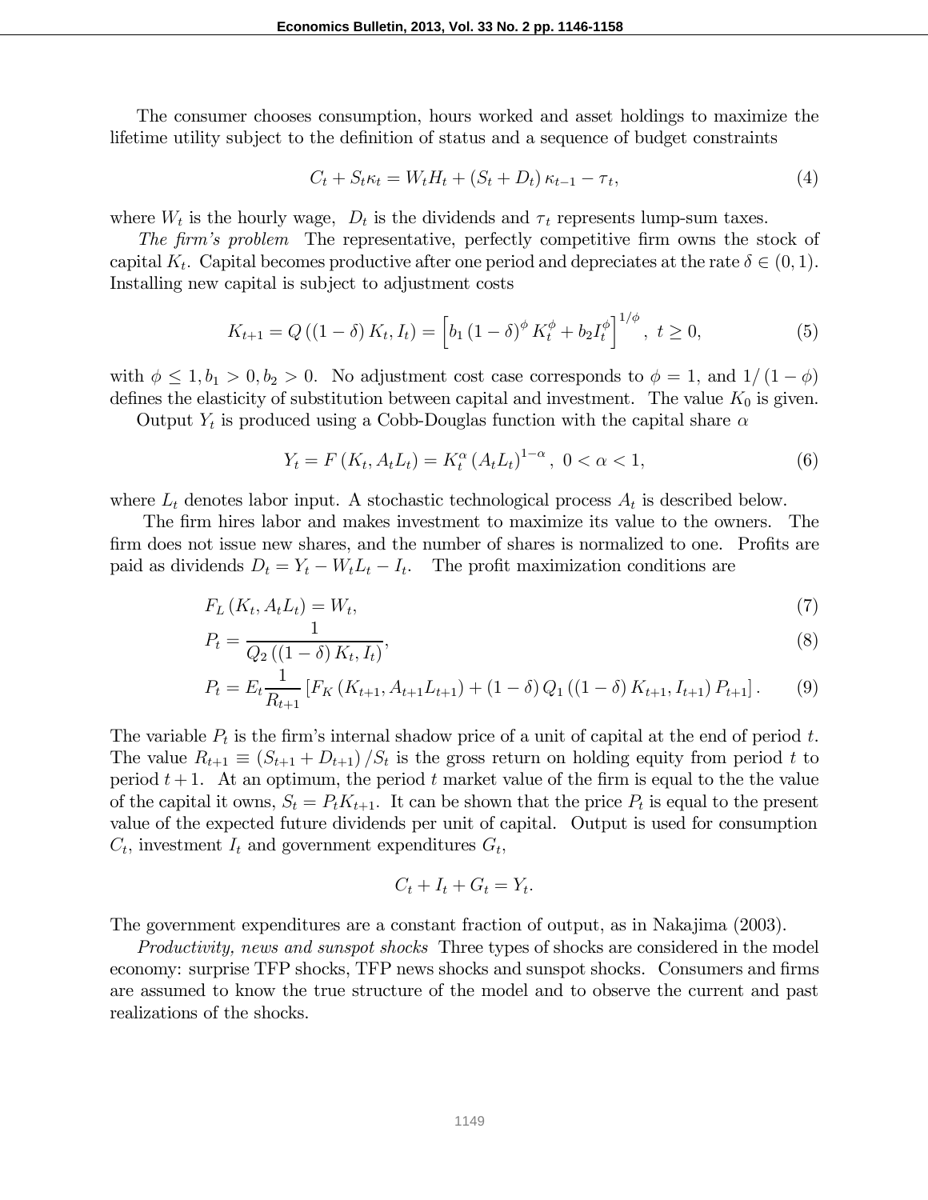The consumer chooses consumption, hours worked and asset holdings to maximize the lifetime utility subject to the definition of status and a sequence of budget constraints

$$C_t + S_t \kappa_t = W_t H_t + (S_t + D_t)\, \kappa_{t-1} - \tau_t, \tag{4}$$

where $W_t$ is the hourly wage, $D_t$ is the dividends and $\tau_t$ represents lump-sum taxes.

*The firm's problem* The representative, perfectly competitive firm owns the stock of capital $K_t$. Capital becomes productive after one period and depreciates at the rate $\delta \in (0,1)$. Installing new capital is subject to adjustment costs

$$K_{t+1} = Q\left((1-\delta) K_t, I_t\right) = \left[b_1 (1-\delta)^{\phi} K_t^{\phi} + b_2 I_t^{\phi}\right]^{1/\phi}, \ t \geq 0, \tag{5}$$

with $\phi \leq 1, b_1 > 0, b_2 > 0$. No adjustment cost case corresponds to $\phi = 1$, and $1/(1-\phi)$ defines the elasticity of substitution between capital and investment. The value $K_0$ is given.

Output $Y_t$ is produced using a Cobb-Douglas function with the capital share $\alpha$

$$Y_t = F\left(K_t, A_t L_t\right) = K_t^{\alpha} \left(A_t L_t\right)^{1-\alpha}, \ 0 < \alpha < 1, \tag{6}$$

where $L_t$ denotes labor input. A stochastic technological process $A_t$ is described below.

The firm hires labor and makes investment to maximize its value to the owners. The firm does not issue new shares, and the number of shares is normalized to one. Profits are paid as dividends $D_t = Y_t - W_t L_t - I_t$. The profit maximization conditions are

$$F_L\left(K_t, A_t L_t\right) = W_t, \tag{7}$$

$$P_t = \frac{1}{Q_2\left((1-\delta) K_t, I_t\right)}, \tag{8}$$

$$P_t = E_t \frac{1}{R_{t+1}} \left[F_K\left(K_{t+1}, A_{t+1} L_{t+1}\right) + (1-\delta)\, Q_1\left((1-\delta) K_{t+1}, I_{t+1}\right) P_{t+1}\right]. \tag{9}$$

The variable $P_t$ is the firm's internal shadow price of a unit of capital at the end of period $t$. The value $R_{t+1} \equiv (S_{t+1} + D_{t+1}) / S_t$ is the gross return on holding equity from period $t$ to period $t+1$. At an optimum, the period $t$ market value of the firm is equal to the the value of the capital it owns, $S_t = P_t K_{t+1}$. It can be shown that the price $P_t$ is equal to the present value of the expected future dividends per unit of capital. Output is used for consumption $C_t$, investment $I_t$ and government expenditures $G_t$,

$$C_t + I_t + G_t = Y_t.$$

The government expenditures are a constant fraction of output, as in Nakajima (2003).

*Productivity, news and sunspot shocks* Three types of shocks are considered in the model economy: surprise TFP shocks, TFP news shocks and sunspot shocks. Consumers and firms are assumed to know the true structure of the model and to observe the current and past realizations of the shocks.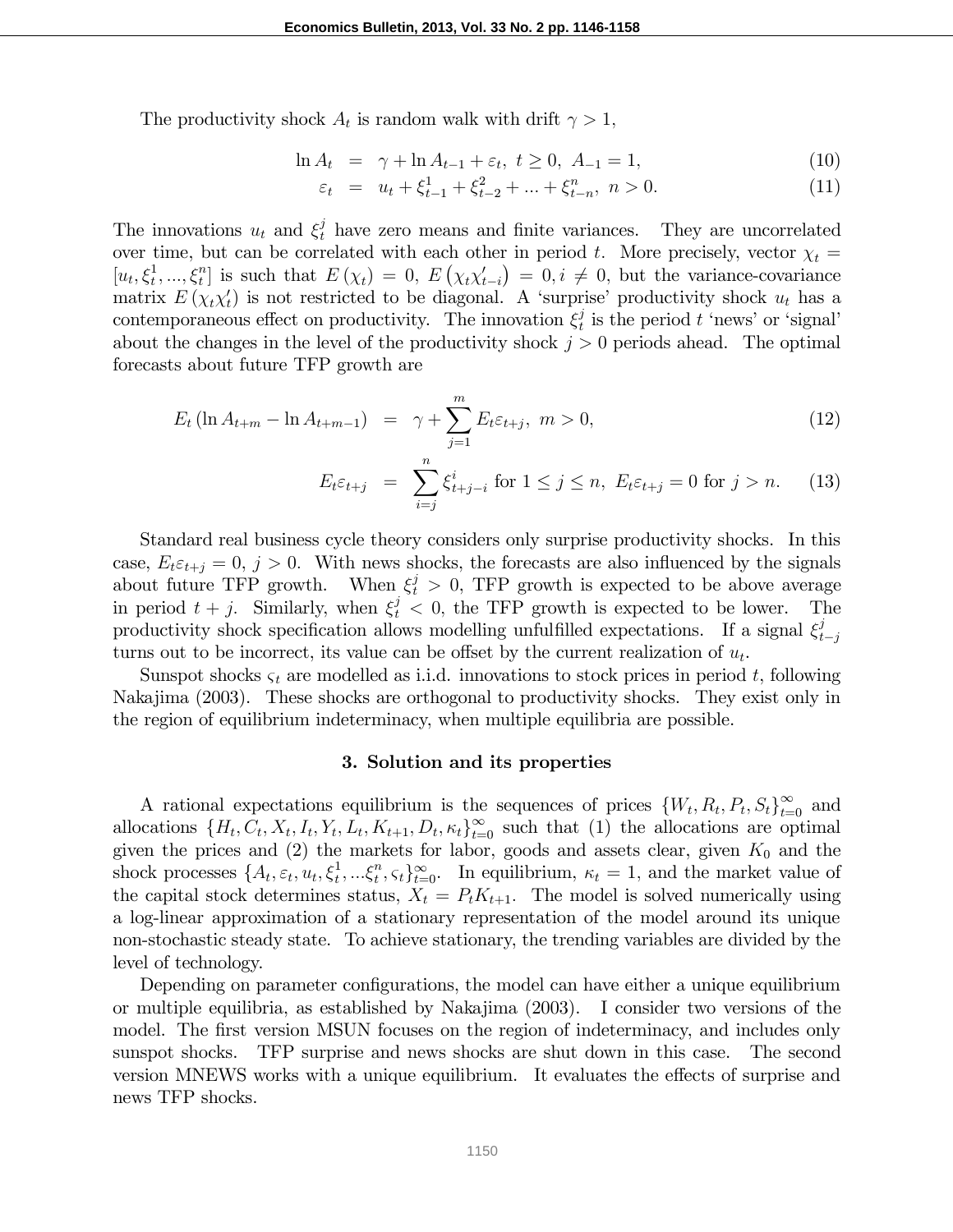The productivity shock $A_t$ is random walk with drift $\gamma > 1$,

$$\ln A_t = \gamma + \ln A_{t-1} + \varepsilon_t, \; t \geq 0, \; A_{-1} = 1, \tag{10}$$

$$\varepsilon_t = u_t + \xi^1_{t-1} + \xi^2_{t-2} + ... + \xi^n_{t-n}, \; n > 0. \tag{11}$$

The innovations $u_t$ and $\xi^j_t$ have zero means and finite variances. They are uncorrelated over time, but can be correlated with each other in period $t$. More precisely, vector $\chi_t = [u_t, \xi^1_t, ..., \xi^n_t]$ is such that $E(\chi_t) = 0$, $E(\chi_t \chi'_{t-i}) = 0, i \neq 0$, but the variance-covariance matrix $E(\chi_t \chi'_t)$ is not restricted to be diagonal. A 'surprise' productivity shock $u_t$ has a contemporaneous effect on productivity. The innovation $\xi^j_t$ is the period $t$ 'news' or 'signal' about the changes in the level of the productivity shock $j > 0$ periods ahead. The optimal forecasts about future TFP growth are

$$E_t (\ln A_{t+m} - \ln A_{t+m-1}) = \gamma + \sum_{j=1}^{m} E_t \varepsilon_{t+j}, \; m > 0, \tag{12}$$

$$E_t \varepsilon_{t+j} = \sum_{i=j}^{n} \xi^i_{t+j-i} \text{ for } 1 \leq j \leq n, \; E_t \varepsilon_{t+j} = 0 \text{ for } j > n. \tag{13}$$

Standard real business cycle theory considers only surprise productivity shocks. In this case, $E_t \varepsilon_{t+j} = 0$, $j > 0$. With news shocks, the forecasts are also influenced by the signals about future TFP growth. When $\xi^j_t > 0$, TFP growth is expected to be above average in period $t + j$. Similarly, when $\xi^j_t < 0$, the TFP growth is expected to be lower. The productivity shock specification allows modelling unfulfilled expectations. If a signal $\xi^j_{t-j}$ turns out to be incorrect, its value can be offset by the current realization of $u_t$.

Sunspot shocks $\varsigma_t$ are modelled as i.i.d. innovations to stock prices in period $t$, following Nakajima (2003). These shocks are orthogonal to productivity shocks. They exist only in the region of equilibrium indeterminacy, when multiple equilibria are possible.

### 3. Solution and its properties

A rational expectations equilibrium is the sequences of prices $\{W_t, R_t, P_t, S_t\}_{t=0}^{\infty}$ and allocations $\{H_t, C_t, X_t, I_t, Y_t, L_t, K_{t+1}, D_t, \kappa_t\}_{t=0}^{\infty}$ such that (1) the allocations are optimal given the prices and (2) the markets for labor, goods and assets clear, given $K_0$ and the shock processes $\{A_t, \varepsilon_t, u_t, \xi^1_t, ... \xi^n_t, \varsigma_t\}_{t=0}^{\infty}$. In equilibrium, $\kappa_t = 1$, and the market value of the capital stock determines status, $X_t = P_t K_{t+1}$. The model is solved numerically using a log-linear approximation of a stationary representation of the model around its unique non-stochastic steady state. To achieve stationary, the trending variables are divided by the level of technology.

Depending on parameter configurations, the model can have either a unique equilibrium or multiple equilibria, as established by Nakajima (2003). I consider two versions of the model. The first version MSUN focuses on the region of indeterminacy, and includes only sunspot shocks. TFP surprise and news shocks are shut down in this case. The second version MNEWS works with a unique equilibrium. It evaluates the effects of surprise and news TFP shocks.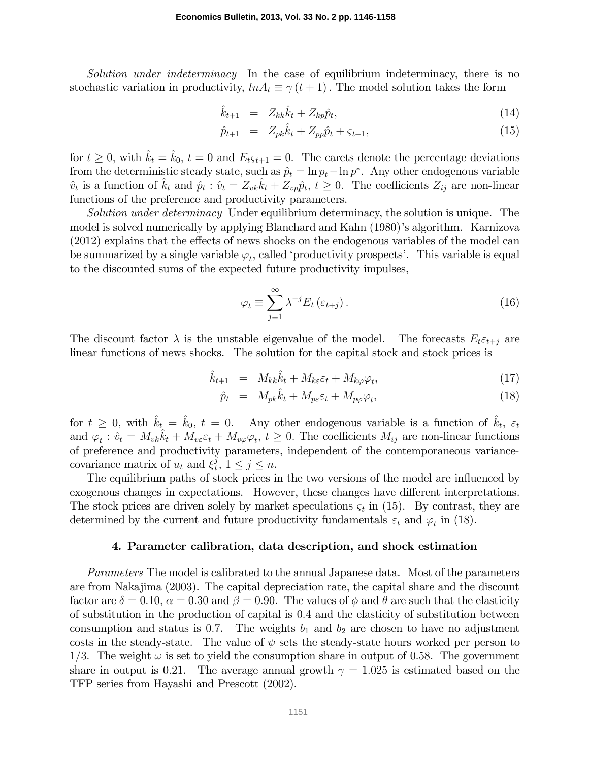*Solution under indeterminacy* In the case of equilibrium indeterminacy, there is no stochastic variation in productivity, $lnA_t \equiv \gamma (t+1)$. The model solution takes the form

$$\hat{k}_{t+1} = Z_{kk}\hat{k}_t + Z_{kp}\hat{p}_t, \tag{14}$$

$$\hat{p}_{t+1} = Z_{pk}\hat{k}_t + Z_{pp}\hat{p}_t + \varsigma_{t+1}, \tag{15}$$

for $t \geq 0$, with $\hat{k}_t = \hat{k}_0$, $t = 0$ and $E_t\varsigma_{t+1} = 0$. The carets denote the percentage deviations from the deterministic steady state, such as $\hat{p}_t = \ln p_t - \ln p^*$. Any other endogenous variable $\hat{v}_t$ is a function of $\hat{k}_t$ and $\hat{p}_t$ : $\hat{v}_t = Z_{vk}\hat{k}_t + Z_{vp}\hat{p}_t$, $t \geq 0$. The coefficients $Z_{ij}$ are non-linear functions of the preference and productivity parameters.

*Solution under determinacy* Under equilibrium determinacy, the solution is unique. The model is solved numerically by applying Blanchard and Kahn (1980)'s algorithm. Karnizova (2012) explains that the effects of news shocks on the endogenous variables of the model can be summarized by a single variable $\varphi_t$, called 'productivity prospects'. This variable is equal to the discounted sums of the expected future productivity impulses,

$$\varphi_t \equiv \sum_{j=1}^{\infty} \lambda^{-j} E_t (\varepsilon_{t+j}). \tag{16}$$

The discount factor $\lambda$ is the unstable eigenvalue of the model. The forecasts $E_t\varepsilon_{t+j}$ are linear functions of news shocks. The solution for the capital stock and stock prices is

$$\hat{k}_{t+1} = M_{kk}\hat{k}_t + M_{k\varepsilon}\varepsilon_t + M_{k\varphi}\varphi_t, \tag{17}$$

$$\hat{p}_t = M_{pk}\hat{k}_t + M_{p\varepsilon}\varepsilon_t + M_{p\varphi}\varphi_t, \tag{18}$$

for $t \geq 0$, with $\hat{k}_t = \hat{k}_0$, $t = 0$. Any other endogenous variable is a function of $\hat{k}_t$, $\varepsilon_t$ and $\varphi_t$ : $\hat{v}_t = M_{vk}\hat{k}_t + M_{v\varepsilon}\varepsilon_t + M_{v\varphi}\varphi_t$, $t \geq 0$. The coefficients $M_{ij}$ are non-linear functions of preference and productivity parameters, independent of the contemporaneous variance-covariance matrix of $u_t$ and $\xi_t^j$, $1 \leq j \leq n$.

The equilibrium paths of stock prices in the two versions of the model are influenced by exogenous changes in expectations. However, these changes have different interpretations. The stock prices are driven solely by market speculations $\varsigma_t$ in (15). By contrast, they are determined by the current and future productivity fundamentals $\varepsilon_t$ and $\varphi_t$ in (18).

## 4. Parameter calibration, data description, and shock estimation

*Parameters* The model is calibrated to the annual Japanese data. Most of the parameters are from Nakajima (2003). The capital depreciation rate, the capital share and the discount factor are $\delta = 0.10$, $\alpha = 0.30$ and $\beta = 0.90$. The values of $\phi$ and $\theta$ are such that the elasticity of substitution in the production of capital is 0.4 and the elasticity of substitution between consumption and status is 0.7. The weights $b_1$ and $b_2$ are chosen to have no adjustment costs in the steady-state. The value of $\psi$ sets the steady-state hours worked per person to 1/3. The weight $\omega$ is set to yield the consumption share in output of 0.58. The government share in output is 0.21. The average annual growth $\gamma = 1.025$ is estimated based on the TFP series from Hayashi and Prescott (2002).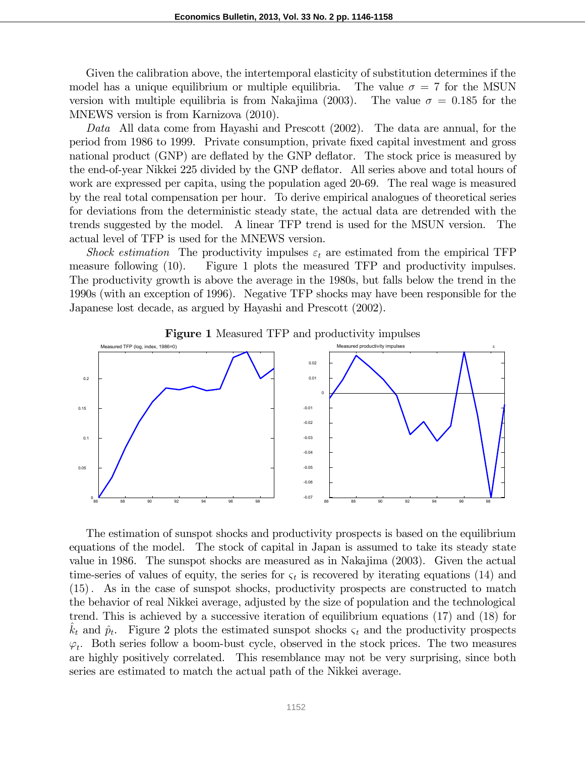Given the calibration above, the intertemporal elasticity of substitution determines if the model has a unique equilibrium or multiple equilibria. The value $\sigma = 7$ for the MSUN version with multiple equilibria is from Nakajima (2003). The value $\sigma = 0.185$ for the MNEWS version is from Karnizova (2010).

*Data* All data come from Hayashi and Prescott (2002). The data are annual, for the period from 1986 to 1999. Private consumption, private fixed capital investment and gross national product (GNP) are deflated by the GNP deflator. The stock price is measured by the end-of-year Nikkei 225 divided by the GNP deflator. All series above and total hours of work are expressed per capita, using the population aged 20-69. The real wage is measured by the real total compensation per hour. To derive empirical analogues of theoretical series for deviations from the deterministic steady state, the actual data are detrended with the trends suggested by the model. A linear TFP trend is used for the MSUN version. The actual level of TFP is used for the MNEWS version.

*Shock estimation* The productivity impulses $\varepsilon_t$ are estimated from the empirical TFP measure following (10). Figure 1 plots the measured TFP and productivity impulses. The productivity growth is above the average in the 1980s, but falls below the trend in the 1990s (with an exception of 1996). Negative TFP shocks may have been responsible for the Japanese lost decade, as argued by Hayashi and Prescott (2002).

**Figure 1** Measured TFP and productivity impulses

The estimation of sunspot shocks and productivity prospects is based on the equilibrium equations of the model. The stock of capital in Japan is assumed to take its steady state value in 1986. The sunspot shocks are measured as in Nakajima (2003). Given the actual time-series of values of equity, the series for $\varsigma_t$ is recovered by iterating equations (14) and (15). As in the case of sunspot shocks, productivity prospects are constructed to match the behavior of real Nikkei average, adjusted by the size of population and the technological trend. This is achieved by a successive iteration of equilibrium equations (17) and (18) for $\hat{k}_t$ and $\hat{p}_t$. Figure 2 plots the estimated sunspot shocks $\varsigma_t$ and the productivity prospects $\varphi_t$. Both series follow a boom-bust cycle, observed in the stock prices. The two measures are highly positively correlated. This resemblance may not be very surprising, since both series are estimated to match the actual path of the Nikkei average.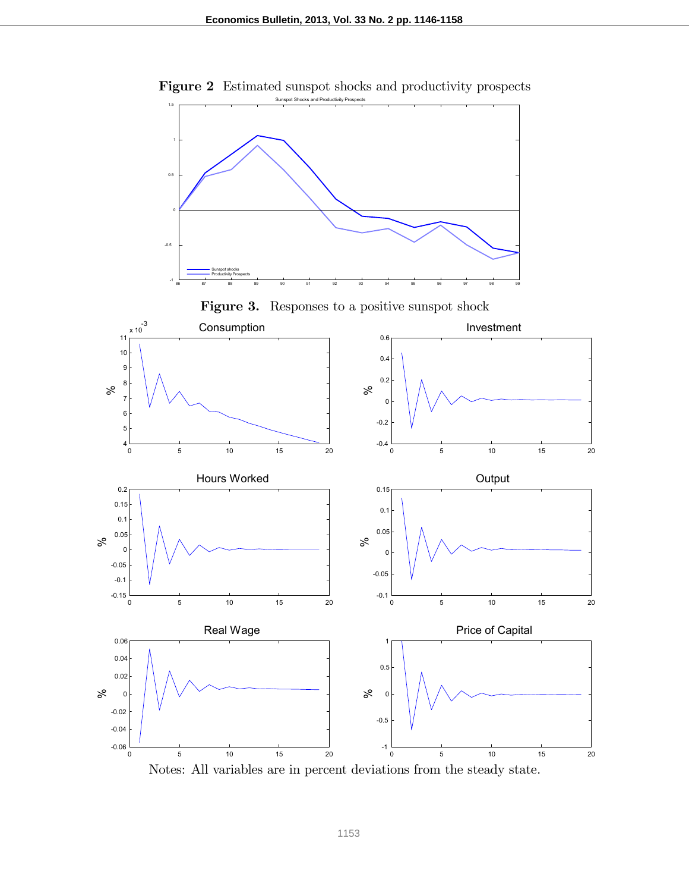**Figure 2** Estimated sunspot shocks and productivity prospects

**Figure 3.** Responses to a positive sunspot shock

Notes: All variables are in percent deviations from the steady state.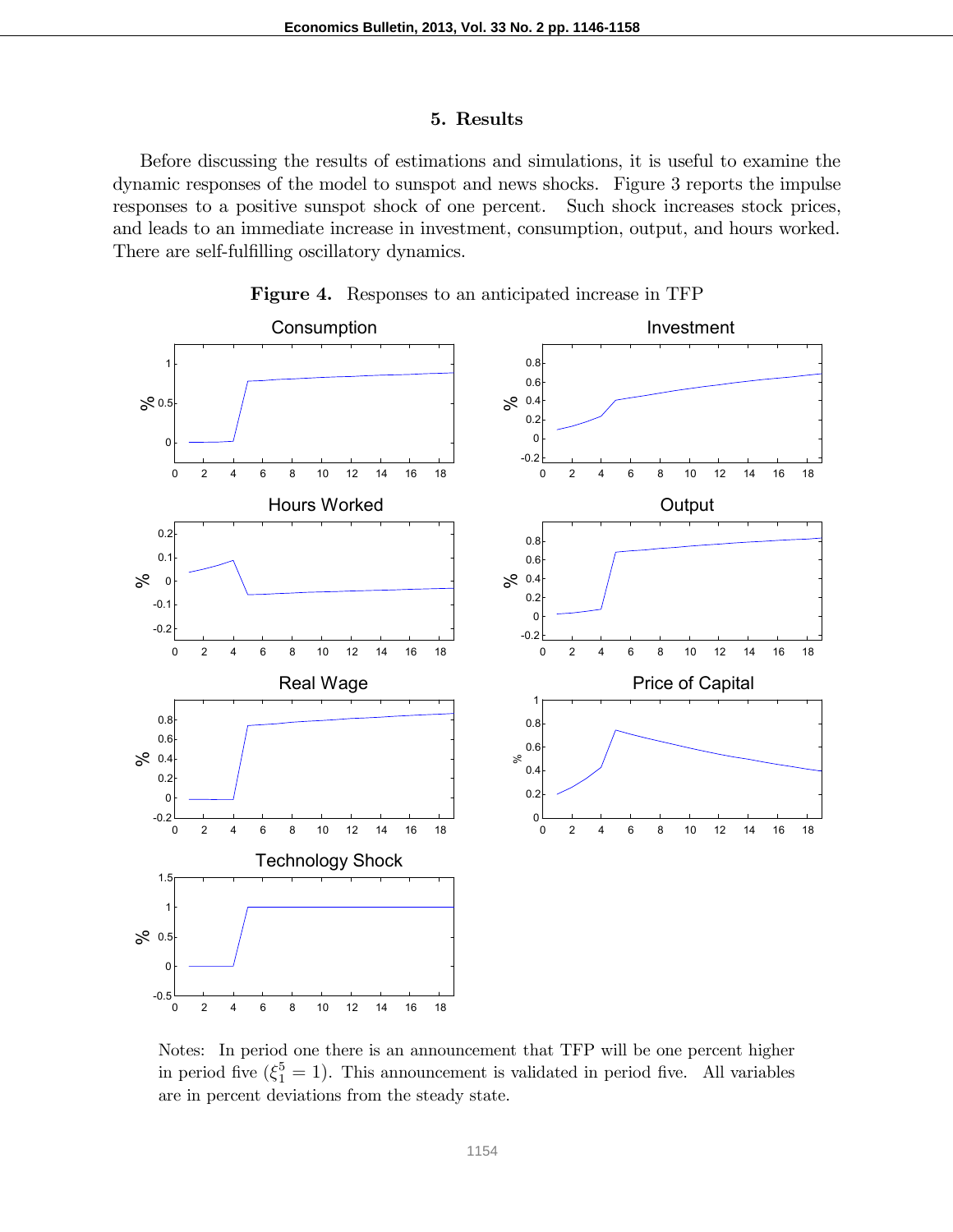## 5. Results

Before discussing the results of estimations and simulations, it is useful to examine the dynamic responses of the model to sunspot and news shocks. Figure 3 reports the impulse responses to a positive sunspot shock of one percent. Such shock increases stock prices, and leads to an immediate increase in investment, consumption, output, and hours worked. There are self-fulfilling oscillatory dynamics.

**Figure 4.** Responses to an anticipated increase in TFP

Notes: In period one there is an announcement that TFP will be one percent higher in period five ($\xi_1^5 = 1$). This announcement is validated in period five. All variables are in percent deviations from the steady state.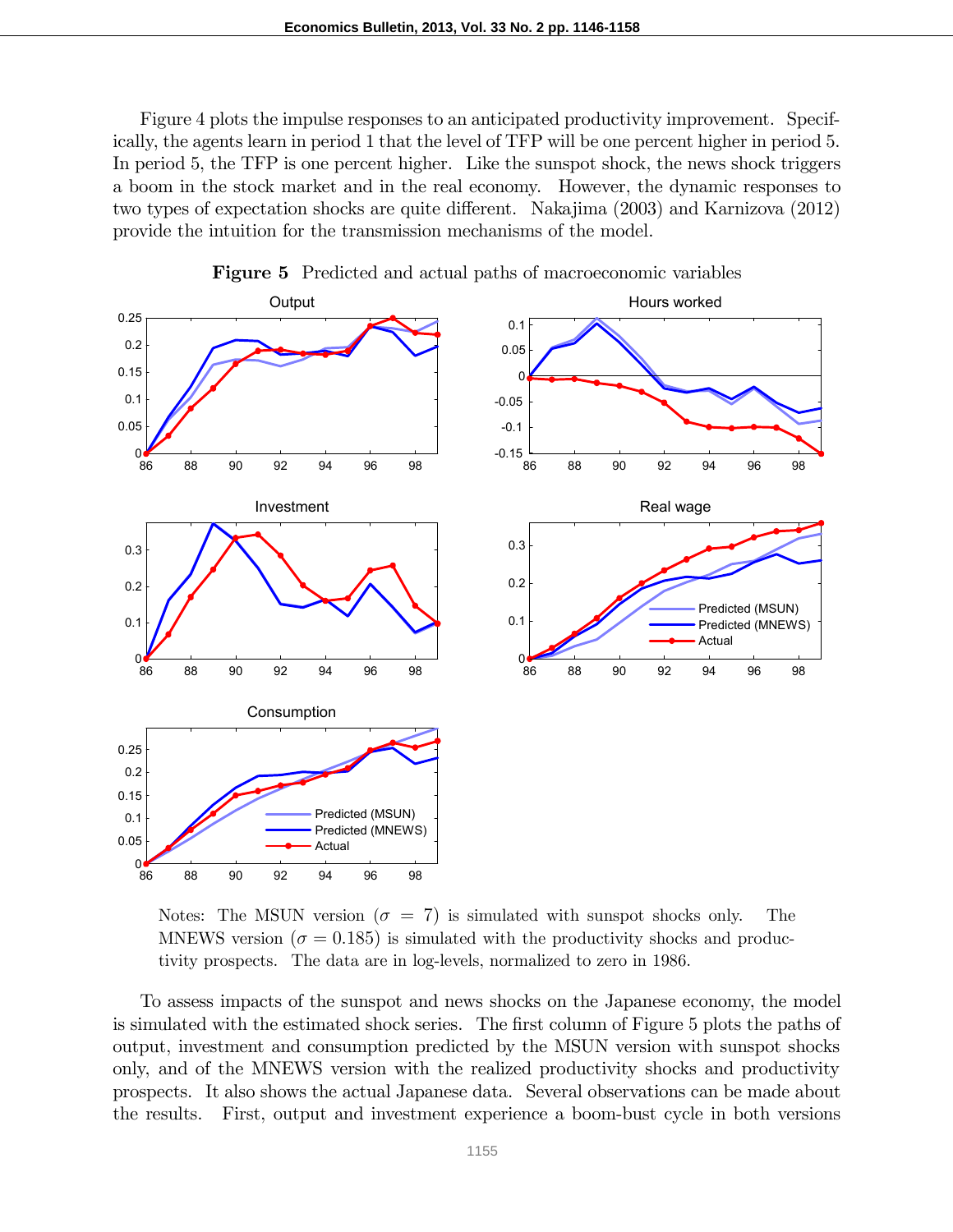Figure 4 plots the impulse responses to an anticipated productivity improvement. Specifically, the agents learn in period 1 that the level of TFP will be one percent higher in period 5. In period 5, the TFP is one percent higher. Like the sunspot shock, the news shock triggers a boom in the stock market and in the real economy. However, the dynamic responses to two types of expectation shocks are quite different. Nakajima (2003) and Karnizova (2012) provide the intuition for the transmission mechanisms of the model.

**Figure 5** Predicted and actual paths of macroeconomic variables

Notes: The MSUN version ($\sigma = 7$) is simulated with sunspot shocks only. The MNEWS version ($\sigma = 0.185$) is simulated with the productivity shocks and productivity prospects. The data are in log-levels, normalized to zero in 1986.

To assess impacts of the sunspot and news shocks on the Japanese economy, the model is simulated with the estimated shock series. The first column of Figure 5 plots the paths of output, investment and consumption predicted by the MSUN version with sunspot shocks only, and of the MNEWS version with the realized productivity shocks and productivity prospects. It also shows the actual Japanese data. Several observations can be made about the results. First, output and investment experience a boom-bust cycle in both versions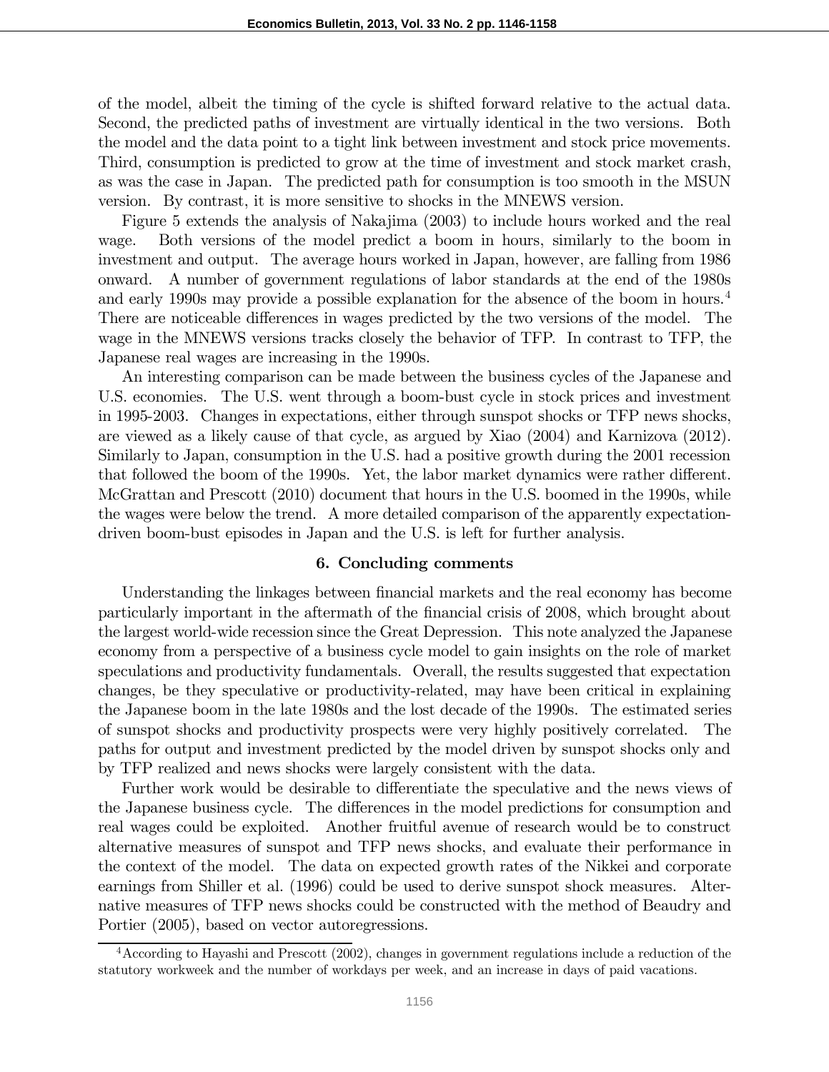of the model, albeit the timing of the cycle is shifted forward relative to the actual data. Second, the predicted paths of investment are virtually identical in the two versions. Both the model and the data point to a tight link between investment and stock price movements. Third, consumption is predicted to grow at the time of investment and stock market crash, as was the case in Japan. The predicted path for consumption is too smooth in the MSUN version. By contrast, it is more sensitive to shocks in the MNEWS version.

Figure 5 extends the analysis of Nakajima (2003) to include hours worked and the real wage. Both versions of the model predict a boom in hours, similarly to the boom in investment and output. The average hours worked in Japan, however, are falling from 1986 onward. A number of government regulations of labor standards at the end of the 1980s and early 1990s may provide a possible explanation for the absence of the boom in hours.[4] There are noticeable differences in wages predicted by the two versions of the model. The wage in the MNEWS versions tracks closely the behavior of TFP. In contrast to TFP, the Japanese real wages are increasing in the 1990s.

An interesting comparison can be made between the business cycles of the Japanese and U.S. economies. The U.S. went through a boom-bust cycle in stock prices and investment in 1995-2003. Changes in expectations, either through sunspot shocks or TFP news shocks, are viewed as a likely cause of that cycle, as argued by Xiao (2004) and Karnizova (2012). Similarly to Japan, consumption in the U.S. had a positive growth during the 2001 recession that followed the boom of the 1990s. Yet, the labor market dynamics were rather different. McGrattan and Prescott (2010) document that hours in the U.S. boomed in the 1990s, while the wages were below the trend. A more detailed comparison of the apparently expectation-driven boom-bust episodes in Japan and the U.S. is left for further analysis.

## 6. Concluding comments

Understanding the linkages between financial markets and the real economy has become particularly important in the aftermath of the financial crisis of 2008, which brought about the largest world-wide recession since the Great Depression. This note analyzed the Japanese economy from a perspective of a business cycle model to gain insights on the role of market speculations and productivity fundamentals. Overall, the results suggested that expectation changes, be they speculative or productivity-related, may have been critical in explaining the Japanese boom in the late 1980s and the lost decade of the 1990s. The estimated series of sunspot shocks and productivity prospects were very highly positively correlated. The paths for output and investment predicted by the model driven by sunspot shocks only and by TFP realized and news shocks were largely consistent with the data.

Further work would be desirable to differentiate the speculative and the news views of the Japanese business cycle. The differences in the model predictions for consumption and real wages could be exploited. Another fruitful avenue of research would be to construct alternative measures of sunspot and TFP news shocks, and evaluate their performance in the context of the model. The data on expected growth rates of the Nikkei and corporate earnings from Shiller et al. (1996) could be used to derive sunspot shock measures. Alternative measures of TFP news shocks could be constructed with the method of Beaudry and Portier (2005), based on vector autoregressions.

[4] According to Hayashi and Prescott (2002), changes in government regulations include a reduction of the statutory workweek and the number of workdays per week, and an increase in days of paid vacations.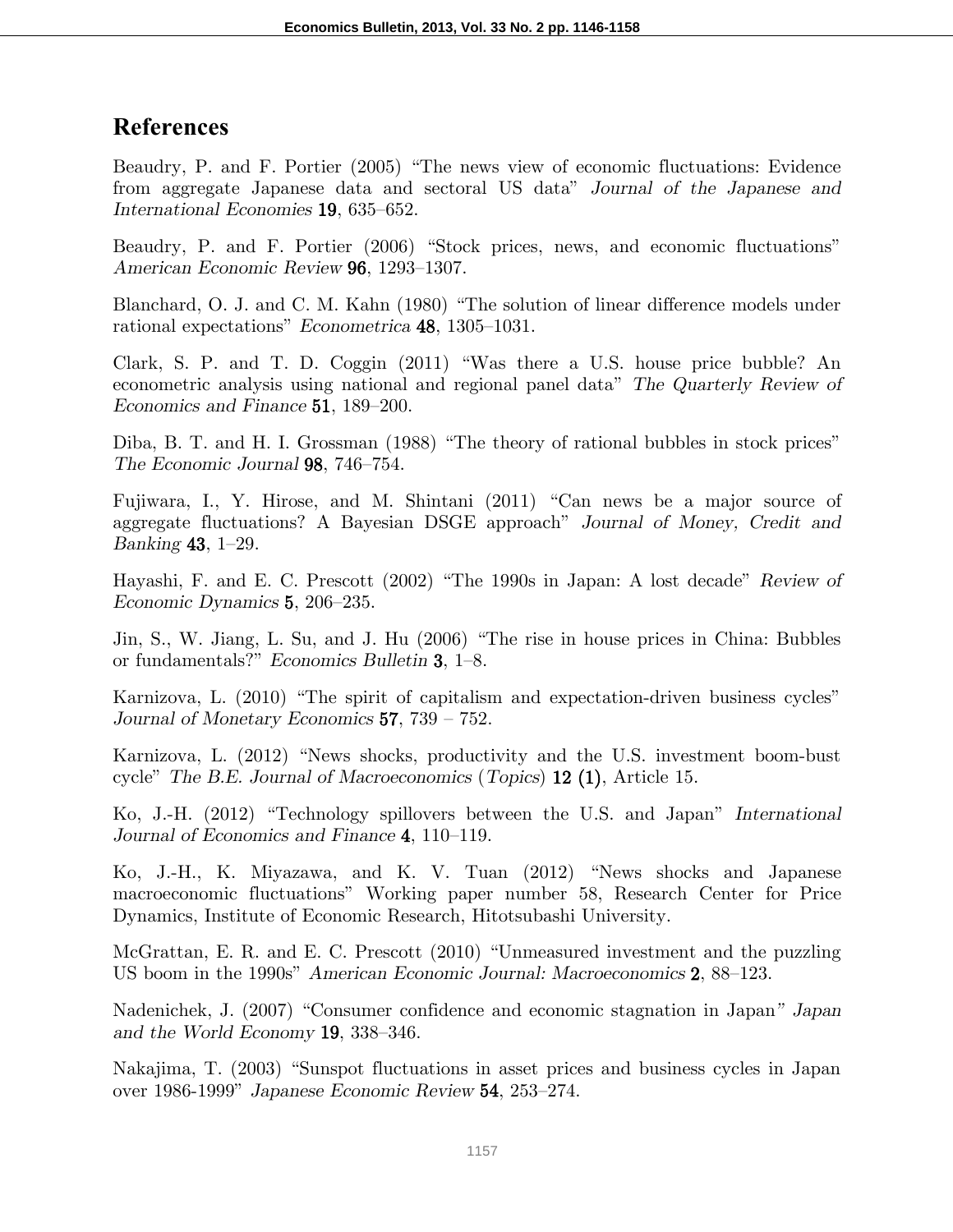## References

Beaudry, P. and F. Portier (2005) "The news view of economic fluctuations: Evidence from aggregate Japanese data and sectoral US data" *Journal of the Japanese and International Economies* **19**, 635–652.

Beaudry, P. and F. Portier (2006) "Stock prices, news, and economic fluctuations" *American Economic Review* **96**, 1293–1307.

Blanchard, O. J. and C. M. Kahn (1980) "The solution of linear difference models under rational expectations" *Econometrica* **48**, 1305–1031.

Clark, S. P. and T. D. Coggin (2011) "Was there a U.S. house price bubble? An econometric analysis using national and regional panel data" *The Quarterly Review of Economics and Finance* **51**, 189–200.

Diba, B. T. and H. I. Grossman (1988) "The theory of rational bubbles in stock prices" *The Economic Journal* **98**, 746–754.

Fujiwara, I., Y. Hirose, and M. Shintani (2011) "Can news be a major source of aggregate fluctuations? A Bayesian DSGE approach" *Journal of Money, Credit and Banking* **43**, 1–29.

Hayashi, F. and E. C. Prescott (2002) "The 1990s in Japan: A lost decade" *Review of Economic Dynamics* **5**, 206–235.

Jin, S., W. Jiang, L. Su, and J. Hu (2006) "The rise in house prices in China: Bubbles or fundamentals?" *Economics Bulletin* **3**, 1–8.

Karnizova, L. (2010) "The spirit of capitalism and expectation-driven business cycles" *Journal of Monetary Economics* **57**, 739 – 752.

Karnizova, L. (2012) "News shocks, productivity and the U.S. investment boom-bust cycle" *The B.E. Journal of Macroeconomics* (*Topics*) **12 (1)**, Article 15.

Ko, J.-H. (2012) "Technology spillovers between the U.S. and Japan" *International Journal of Economics and Finance* **4**, 110–119.

Ko, J.-H., K. Miyazawa, and K. V. Tuan (2012) "News shocks and Japanese macroeconomic fluctuations" Working paper number 58, Research Center for Price Dynamics, Institute of Economic Research, Hitotsubashi University.

McGrattan, E. R. and E. C. Prescott (2010) "Unmeasured investment and the puzzling US boom in the 1990s" *American Economic Journal: Macroeconomics* **2**, 88–123.

Nadenichek, J. (2007) "Consumer confidence and economic stagnation in Japan" *Japan and the World Economy* **19**, 338–346.

Nakajima, T. (2003) "Sunspot fluctuations in asset prices and business cycles in Japan over 1986-1999" *Japanese Economic Review* **54**, 253–274.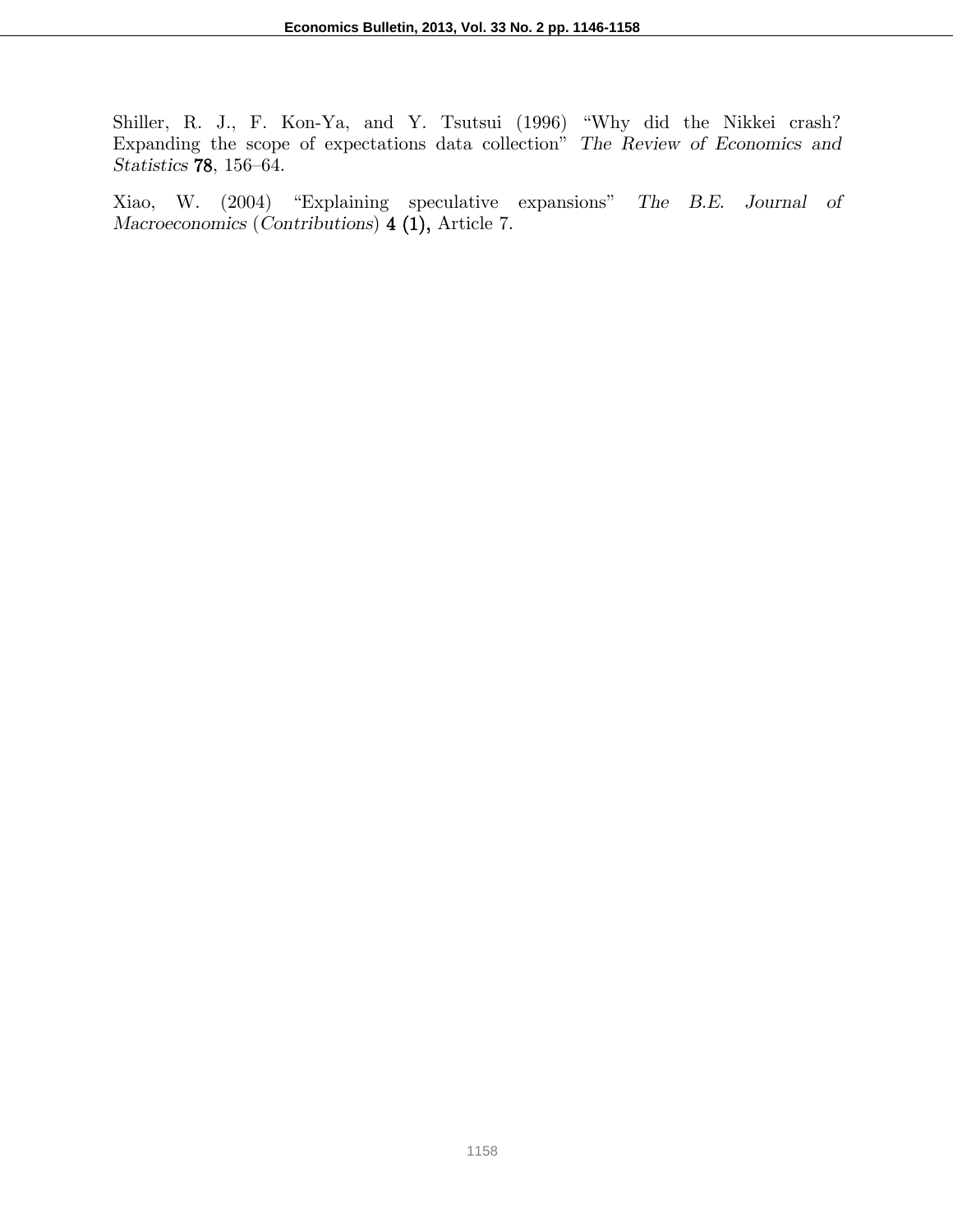Shiller, R. J., F. Kon-Ya, and Y. Tsutsui (1996) "Why did the Nikkei crash? Expanding the scope of expectations data collection" *The Review of Economics and Statistics* **78**, 156–64.

Xiao, W. (2004) "Explaining speculative expansions" *The B.E. Journal of Macroeconomics* (*Contributions*) **4 (1),** Article 7.